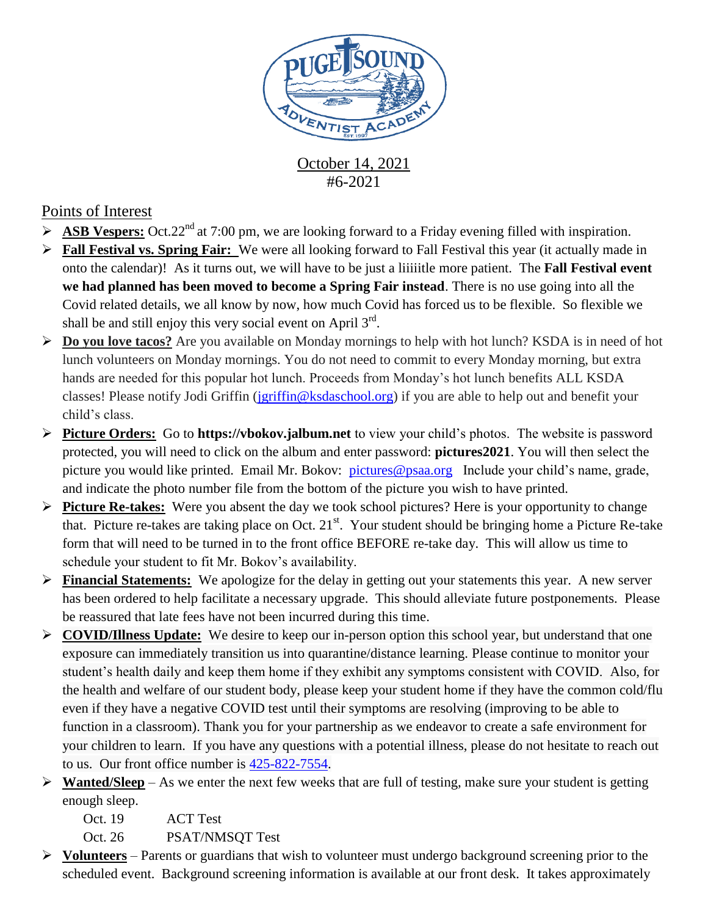October 14, 2021
#6-2021

## Points of Interest

- **ASB Vespers:** Oct.22nd at 7:00 pm, we are looking forward to a Friday evening filled with inspiration.
- **Fall Festival vs. Spring Fair:** We were all looking forward to Fall Festival this year (it actually made in onto the calendar)! As it turns out, we will have to be just a liiiiitle more patient. The **Fall Festival event we had planned has been moved to become a Spring Fair instead**. There is no use going into all the Covid related details, we all know by now, how much Covid has forced us to be flexible. So flexible we shall be and still enjoy this very social event on April 3rd.
- **Do you love tacos?** Are you available on Monday mornings to help with hot lunch? KSDA is in need of hot lunch volunteers on Monday mornings. You do not need to commit to every Monday morning, but extra hands are needed for this popular hot lunch. Proceeds from Monday's hot lunch benefits ALL KSDA classes! Please notify Jodi Griffin (jgriffin@ksdaschool.org) if you are able to help out and benefit your child's class.
- **Picture Orders:** Go to **https://vbokov.jalbum.net** to view your child's photos. The website is password protected, you will need to click on the album and enter password: **pictures2021**. You will then select the picture you would like printed. Email Mr. Bokov: pictures@psaa.org Include your child's name, grade, and indicate the photo number file from the bottom of the picture you wish to have printed.
- **Picture Re-takes:** Were you absent the day we took school pictures? Here is your opportunity to change that. Picture re-takes are taking place on Oct. 21st. Your student should be bringing home a Picture Re-take form that will need to be turned in to the front office BEFORE re-take day. This will allow us time to schedule your student to fit Mr. Bokov's availability.
- **Financial Statements:** We apologize for the delay in getting out your statements this year. A new server has been ordered to help facilitate a necessary upgrade. This should alleviate future postponements. Please be reassured that late fees have not been incurred during this time.
- **COVID/Illness Update:** We desire to keep our in-person option this school year, but understand that one exposure can immediately transition us into quarantine/distance learning. Please continue to monitor your student's health daily and keep them home if they exhibit any symptoms consistent with COVID. Also, for the health and welfare of our student body, please keep your student home if they have the common cold/flu even if they have a negative COVID test until their symptoms are resolving (improving to be able to function in a classroom). Thank you for your partnership as we endeavor to create a safe environment for your children to learn. If you have any questions with a potential illness, please do not hesitate to reach out to us. Our front office number is 425-822-7554.
- **Wanted/Sleep** – As we enter the next few weeks that are full of testing, make sure your student is getting enough sleep.
  - Oct. 19 ACT Test
  - Oct. 26 PSAT/NMSQT Test
- **Volunteers** – Parents or guardians that wish to volunteer must undergo background screening prior to the scheduled event. Background screening information is available at our front desk. It takes approximately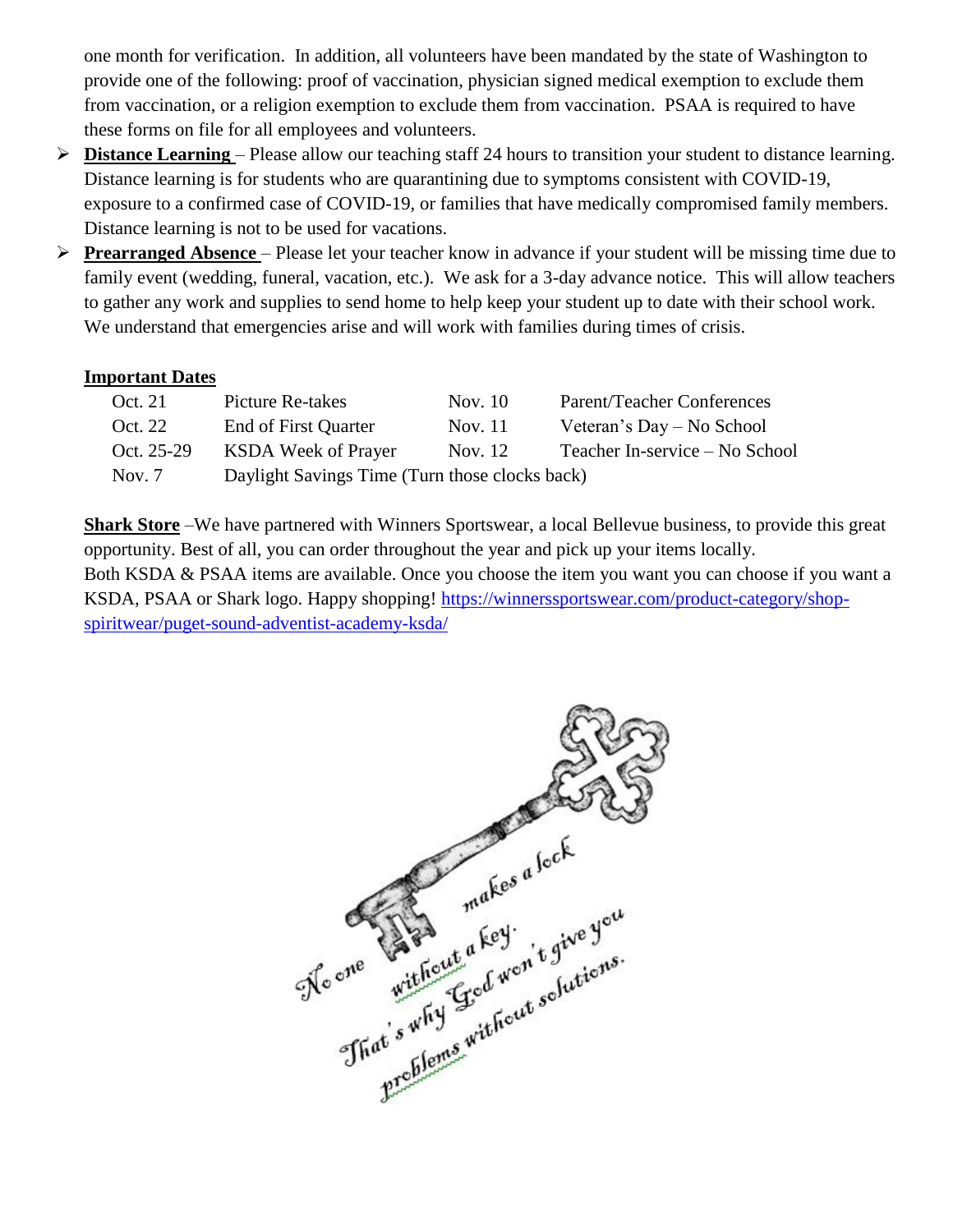one month for verification. In addition, all volunteers have been mandated by the state of Washington to provide one of the following: proof of vaccination, physician signed medical exemption to exclude them from vaccination, or a religion exemption to exclude them from vaccination. PSAA is required to have these forms on file for all employees and volunteers.

- **Distance Learning** – Please allow our teaching staff 24 hours to transition your student to distance learning. Distance learning is for students who are quarantining due to symptoms consistent with COVID-19, exposure to a confirmed case of COVID-19, or families that have medically compromised family members. Distance learning is not to be used for vacations.
- **Prearranged Absence** – Please let your teacher know in advance if your student will be missing time due to family event (wedding, funeral, vacation, etc.). We ask for a 3-day advance notice. This will allow teachers to gather any work and supplies to send home to help keep your student up to date with their school work. We understand that emergencies arise and will work with families during times of crisis.

**Important Dates**

| | | | |
|---|---|---|---|
| Oct. 21 | Picture Re-takes | Nov. 10 | Parent/Teacher Conferences |
| Oct. 22 | End of First Quarter | Nov. 11 | Veteran's Day – No School |
| Oct. 25-29 | KSDA Week of Prayer | Nov. 12 | Teacher In-service – No School |
| Nov. 7 | Daylight Savings Time (Turn those clocks back) | | |

**Shark Store** –We have partnered with Winners Sportswear, a local Bellevue business, to provide this great opportunity. Best of all, you can order throughout the year and pick up your items locally.
Both KSDA & PSAA items are available. Once you choose the item you want you can choose if you want a KSDA, PSAA or Shark logo. Happy shopping! [https://winnerssportswear.com/product-category/shop-spiritwear/puget-sound-adventist-academy-ksda/](https://winnerssportswear.com/product-category/shop-spiritwear/puget-sound-adventist-academy-ksda/)

No one makes a lock without a key. That's why God won't give you problems without solutions.